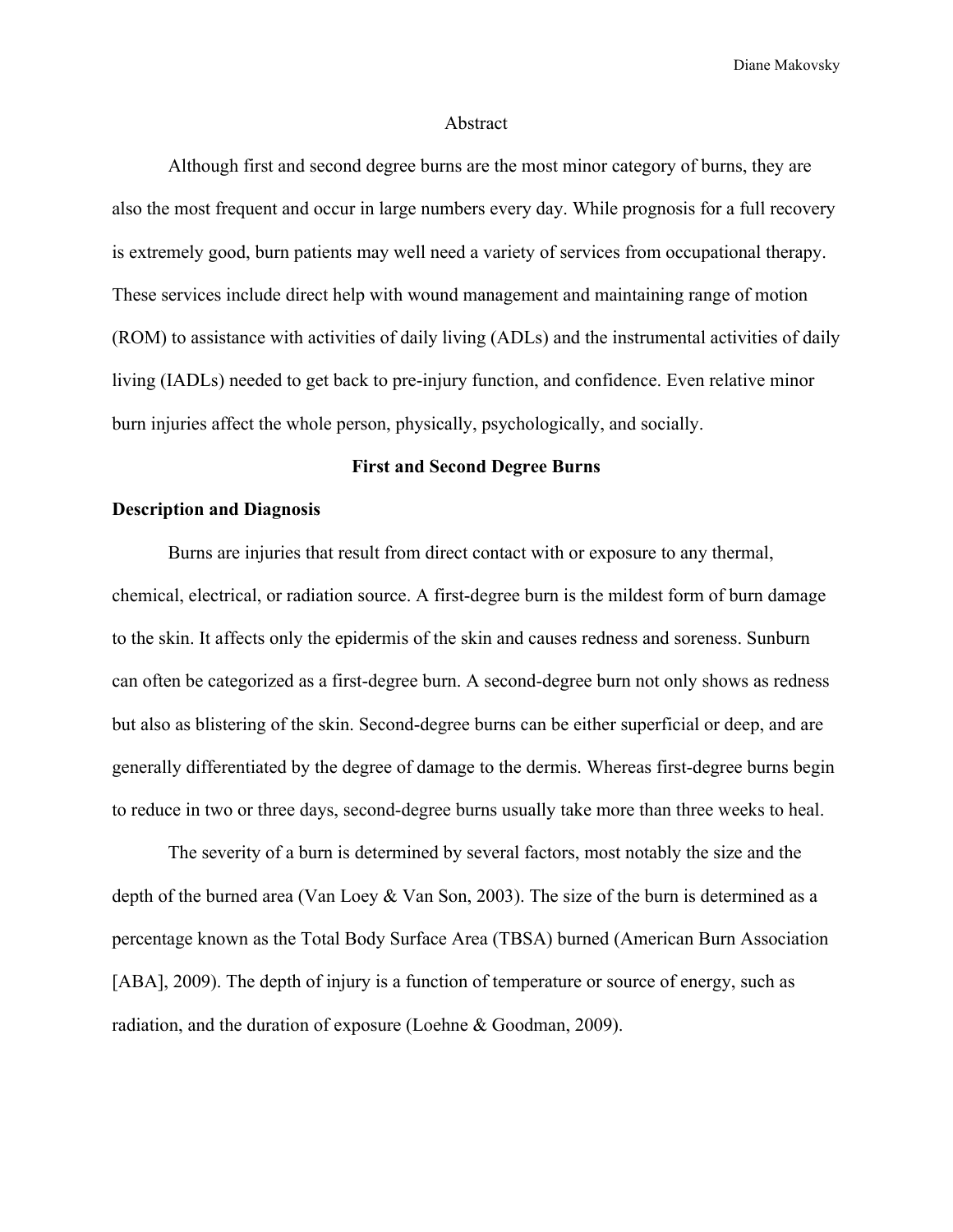## Abstract

Although first and second degree burns are the most minor category of burns, they are also the most frequent and occur in large numbers every day. While prognosis for a full recovery is extremely good, burn patients may well need a variety of services from occupational therapy. These services include direct help with wound management and maintaining range of motion (ROM) to assistance with activities of daily living (ADLs) and the instrumental activities of daily living (IADLs) needed to get back to pre-injury function, and confidence. Even relative minor burn injuries affect the whole person, physically, psychologically, and socially.

# First and Second Degree Burns

## Description and Diagnosis

Burns are injuries that result from direct contact with or exposure to any thermal, chemical, electrical, or radiation source. A first-degree burn is the mildest form of burn damage to the skin. It affects only the epidermis of the skin and causes redness and soreness. Sunburn can often be categorized as a first-degree burn. A second-degree burn not only shows as redness but also as blistering of the skin. Second-degree burns can be either superficial or deep, and are generally differentiated by the degree of damage to the dermis. Whereas first-degree burns begin to reduce in two or three days, second-degree burns usually take more than three weeks to heal.

The severity of a burn is determined by several factors, most notably the size and the depth of the burned area (Van Loey & Van Son, 2003). The size of the burn is determined as a percentage known as the Total Body Surface Area (TBSA) burned (American Burn Association [ABA], 2009). The depth of injury is a function of temperature or source of energy, such as radiation, and the duration of exposure (Loehne & Goodman, 2009).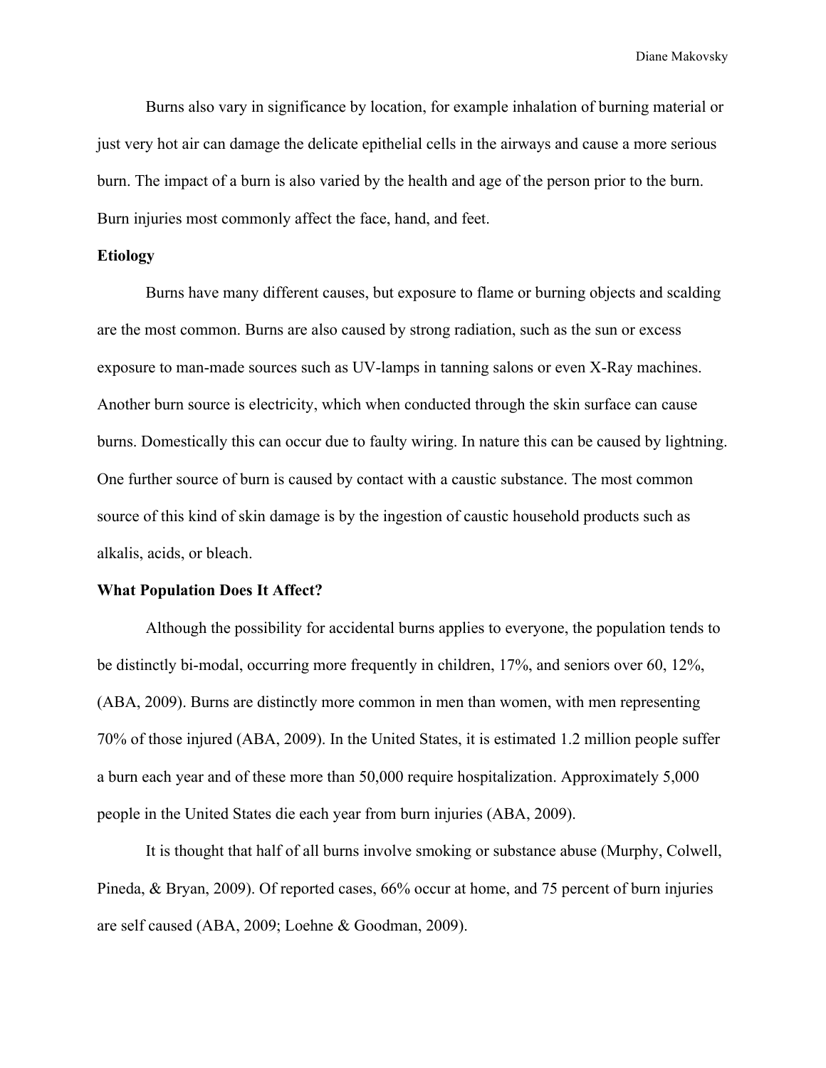Burns also vary in significance by location, for example inhalation of burning material or just very hot air can damage the delicate epithelial cells in the airways and cause a more serious burn. The impact of a burn is also varied by the health and age of the person prior to the burn. Burn injuries most commonly affect the face, hand, and feet.

**Etiology**

Burns have many different causes, but exposure to flame or burning objects and scalding are the most common. Burns are also caused by strong radiation, such as the sun or excess exposure to man-made sources such as UV-lamps in tanning salons or even X-Ray machines. Another burn source is electricity, which when conducted through the skin surface can cause burns. Domestically this can occur due to faulty wiring. In nature this can be caused by lightning. One further source of burn is caused by contact with a caustic substance. The most common source of this kind of skin damage is by the ingestion of caustic household products such as alkalis, acids, or bleach.

**What Population Does It Affect?**

Although the possibility for accidental burns applies to everyone, the population tends to be distinctly bi-modal, occurring more frequently in children, 17%, and seniors over 60, 12%, (ABA, 2009). Burns are distinctly more common in men than women, with men representing 70% of those injured (ABA, 2009). In the United States, it is estimated 1.2 million people suffer a burn each year and of these more than 50,000 require hospitalization. Approximately 5,000 people in the United States die each year from burn injuries (ABA, 2009).

It is thought that half of all burns involve smoking or substance abuse (Murphy, Colwell, Pineda, & Bryan, 2009). Of reported cases, 66% occur at home, and 75 percent of burn injuries are self caused (ABA, 2009; Loehne & Goodman, 2009).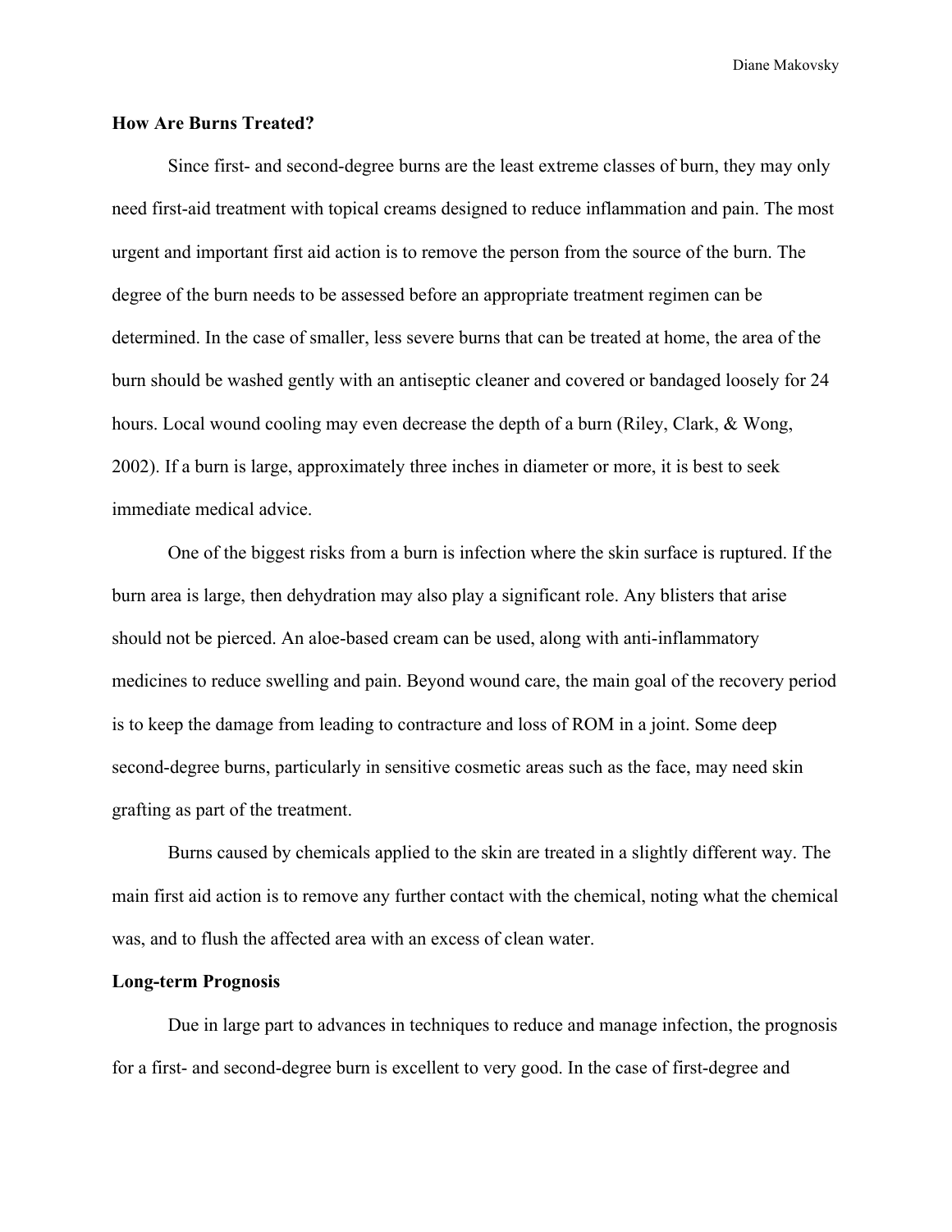**How Are Burns Treated?**

Since first- and second-degree burns are the least extreme classes of burn, they may only need first-aid treatment with topical creams designed to reduce inflammation and pain. The most urgent and important first aid action is to remove the person from the source of the burn. The degree of the burn needs to be assessed before an appropriate treatment regimen can be determined. In the case of smaller, less severe burns that can be treated at home, the area of the burn should be washed gently with an antiseptic cleaner and covered or bandaged loosely for 24 hours. Local wound cooling may even decrease the depth of a burn (Riley, Clark, & Wong, 2002). If a burn is large, approximately three inches in diameter or more, it is best to seek immediate medical advice.

One of the biggest risks from a burn is infection where the skin surface is ruptured. If the burn area is large, then dehydration may also play a significant role. Any blisters that arise should not be pierced. An aloe-based cream can be used, along with anti-inflammatory medicines to reduce swelling and pain. Beyond wound care, the main goal of the recovery period is to keep the damage from leading to contracture and loss of ROM in a joint. Some deep second-degree burns, particularly in sensitive cosmetic areas such as the face, may need skin grafting as part of the treatment.

Burns caused by chemicals applied to the skin are treated in a slightly different way. The main first aid action is to remove any further contact with the chemical, noting what the chemical was, and to flush the affected area with an excess of clean water.

**Long-term Prognosis**

Due in large part to advances in techniques to reduce and manage infection, the prognosis for a first- and second-degree burn is excellent to very good. In the case of first-degree and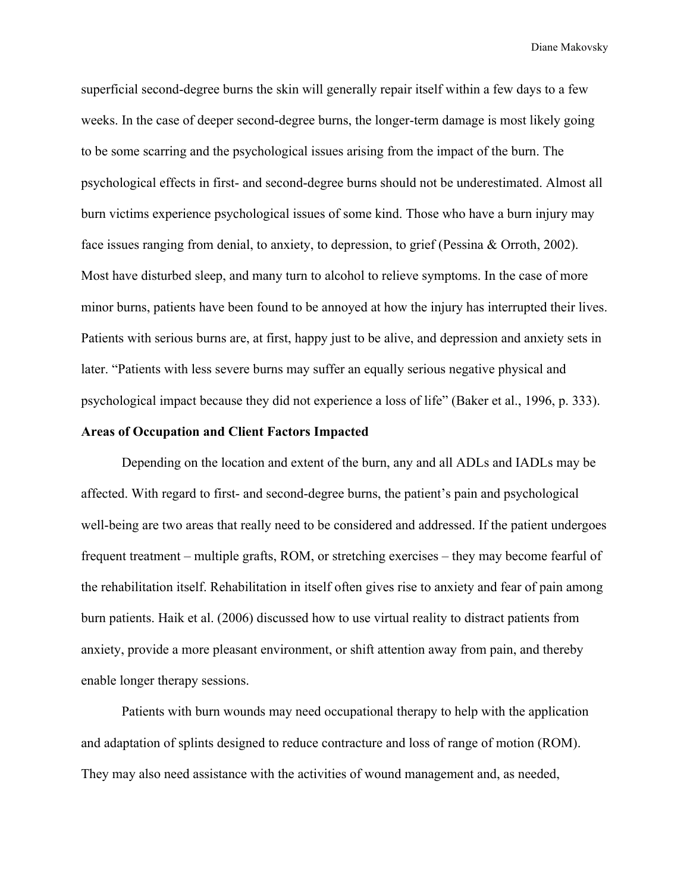superficial second-degree burns the skin will generally repair itself within a few days to a few weeks. In the case of deeper second-degree burns, the longer-term damage is most likely going to be some scarring and the psychological issues arising from the impact of the burn. The psychological effects in first- and second-degree burns should not be underestimated. Almost all burn victims experience psychological issues of some kind. Those who have a burn injury may face issues ranging from denial, to anxiety, to depression, to grief (Pessina & Orroth, 2002). Most have disturbed sleep, and many turn to alcohol to relieve symptoms. In the case of more minor burns, patients have been found to be annoyed at how the injury has interrupted their lives. Patients with serious burns are, at first, happy just to be alive, and depression and anxiety sets in later. "Patients with less severe burns may suffer an equally serious negative physical and psychological impact because they did not experience a loss of life" (Baker et al., 1996, p. 333).

**Areas of Occupation and Client Factors Impacted**

Depending on the location and extent of the burn, any and all ADLs and IADLs may be affected. With regard to first- and second-degree burns, the patient's pain and psychological well-being are two areas that really need to be considered and addressed. If the patient undergoes frequent treatment – multiple grafts, ROM, or stretching exercises – they may become fearful of the rehabilitation itself. Rehabilitation in itself often gives rise to anxiety and fear of pain among burn patients. Haik et al. (2006) discussed how to use virtual reality to distract patients from anxiety, provide a more pleasant environment, or shift attention away from pain, and thereby enable longer therapy sessions.

Patients with burn wounds may need occupational therapy to help with the application and adaptation of splints designed to reduce contracture and loss of range of motion (ROM). They may also need assistance with the activities of wound management and, as needed,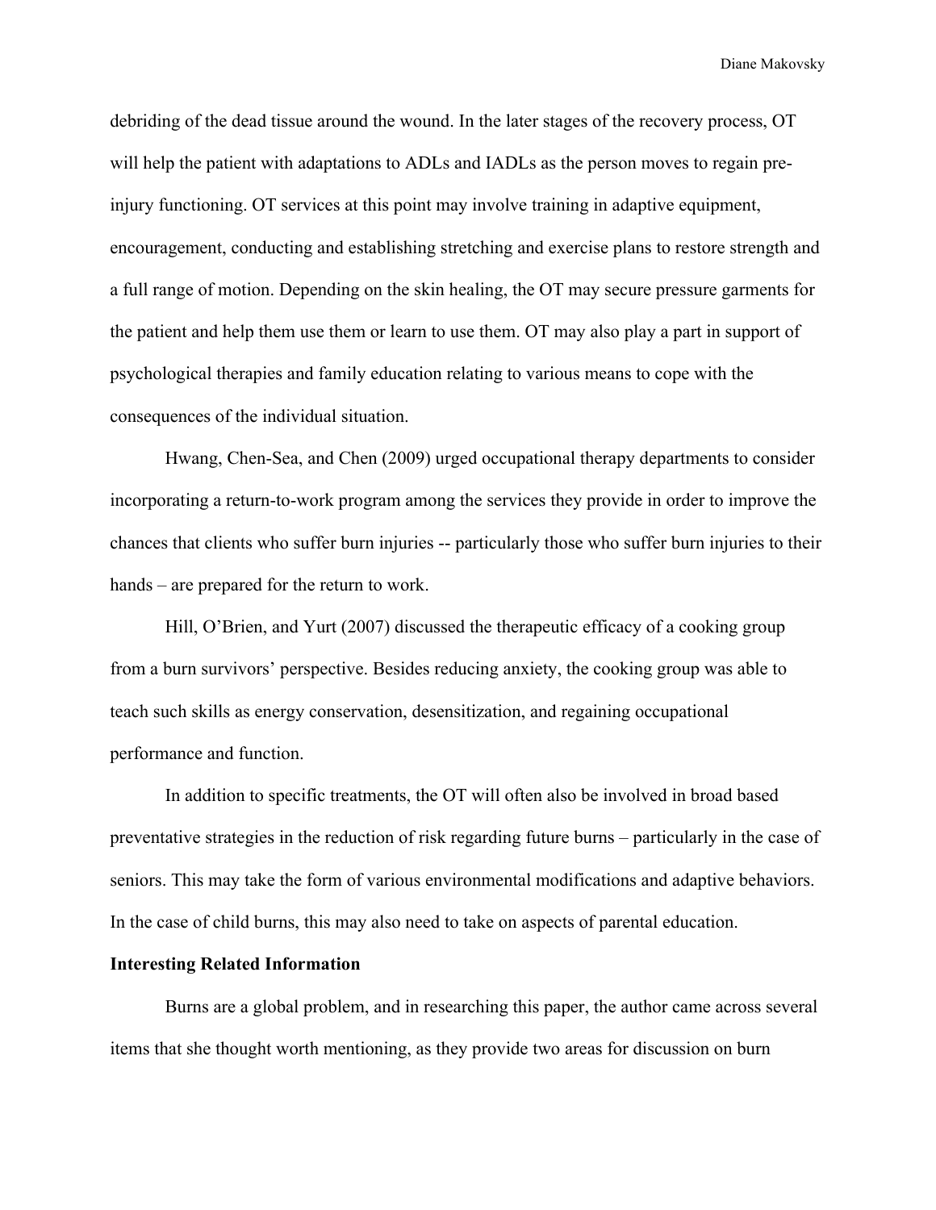debriding of the dead tissue around the wound. In the later stages of the recovery process, OT will help the patient with adaptations to ADLs and IADLs as the person moves to regain pre-injury functioning. OT services at this point may involve training in adaptive equipment, encouragement, conducting and establishing stretching and exercise plans to restore strength and a full range of motion. Depending on the skin healing, the OT may secure pressure garments for the patient and help them use them or learn to use them. OT may also play a part in support of psychological therapies and family education relating to various means to cope with the consequences of the individual situation.

Hwang, Chen-Sea, and Chen (2009) urged occupational therapy departments to consider incorporating a return-to-work program among the services they provide in order to improve the chances that clients who suffer burn injuries -- particularly those who suffer burn injuries to their hands – are prepared for the return to work.

Hill, O'Brien, and Yurt (2007) discussed the therapeutic efficacy of a cooking group from a burn survivors' perspective. Besides reducing anxiety, the cooking group was able to teach such skills as energy conservation, desensitization, and regaining occupational performance and function.

In addition to specific treatments, the OT will often also be involved in broad based preventative strategies in the reduction of risk regarding future burns – particularly in the case of seniors. This may take the form of various environmental modifications and adaptive behaviors. In the case of child burns, this may also need to take on aspects of parental education.

**Interesting Related Information**

Burns are a global problem, and in researching this paper, the author came across several items that she thought worth mentioning, as they provide two areas for discussion on burn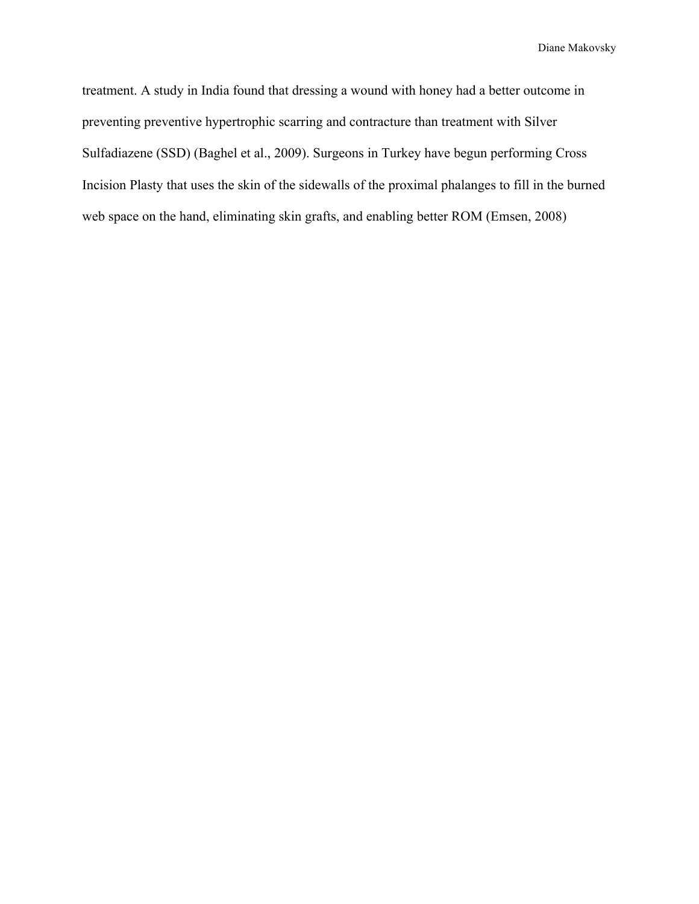treatment. A study in India found that dressing a wound with honey had a better outcome in preventing preventive hypertrophic scarring and contracture than treatment with Silver Sulfadiazene (SSD) (Baghel et al., 2009). Surgeons in Turkey have begun performing Cross Incision Plasty that uses the skin of the sidewalls of the proximal phalanges to fill in the burned web space on the hand, eliminating skin grafts, and enabling better ROM (Emsen, 2008)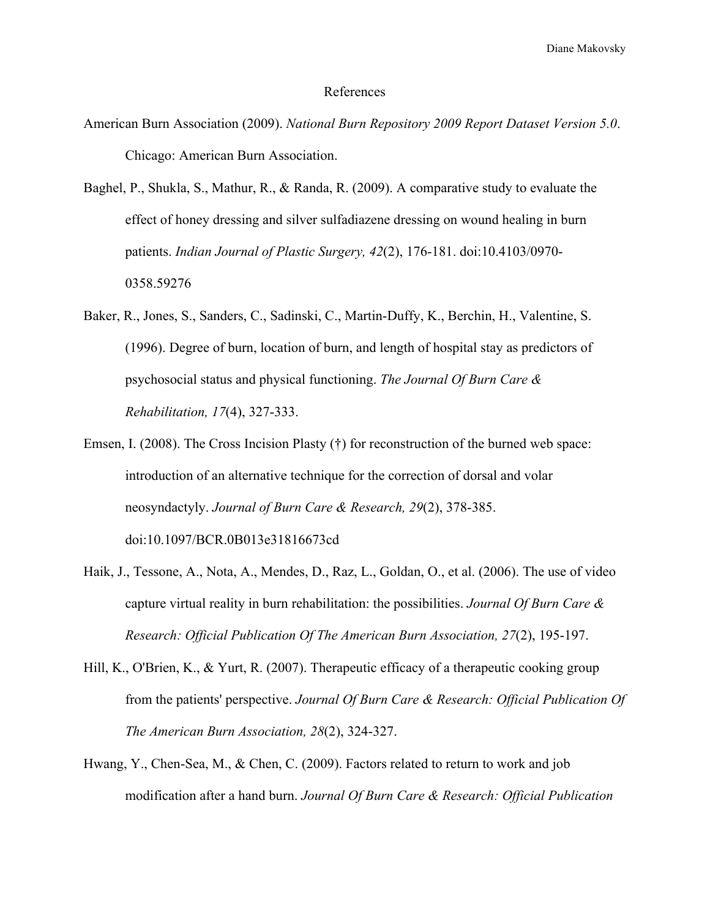# References

American Burn Association (2009). *National Burn Repository 2009 Report Dataset Version 5.0*. Chicago: American Burn Association.

Baghel, P., Shukla, S., Mathur, R., & Randa, R. (2009). A comparative study to evaluate the effect of honey dressing and silver sulfadiazene dressing on wound healing in burn patients. *Indian Journal of Plastic Surgery, 42*(2), 176-181. doi:10.4103/0970-0358.59276

Baker, R., Jones, S., Sanders, C., Sadinski, C., Martin-Duffy, K., Berchin, H., Valentine, S. (1996). Degree of burn, location of burn, and length of hospital stay as predictors of psychosocial status and physical functioning. *The Journal Of Burn Care & Rehabilitation, 17*(4), 327-333.

Emsen, I. (2008). The Cross Incision Plasty (†) for reconstruction of the burned web space: introduction of an alternative technique for the correction of dorsal and volar neosyndactyly. *Journal of Burn Care & Research, 29*(2), 378-385. doi:10.1097/BCR.0B013e31816673cd

Haik, J., Tessone, A., Nota, A., Mendes, D., Raz, L., Goldan, O., et al. (2006). The use of video capture virtual reality in burn rehabilitation: the possibilities. *Journal Of Burn Care & Research: Official Publication Of The American Burn Association, 27*(2), 195-197.

Hill, K., O'Brien, K., & Yurt, R. (2007). Therapeutic efficacy of a therapeutic cooking group from the patients' perspective. *Journal Of Burn Care & Research: Official Publication Of The American Burn Association, 28*(2), 324-327.

Hwang, Y., Chen-Sea, M., & Chen, C. (2009). Factors related to return to work and job modification after a hand burn. *Journal Of Burn Care & Research: Official Publication*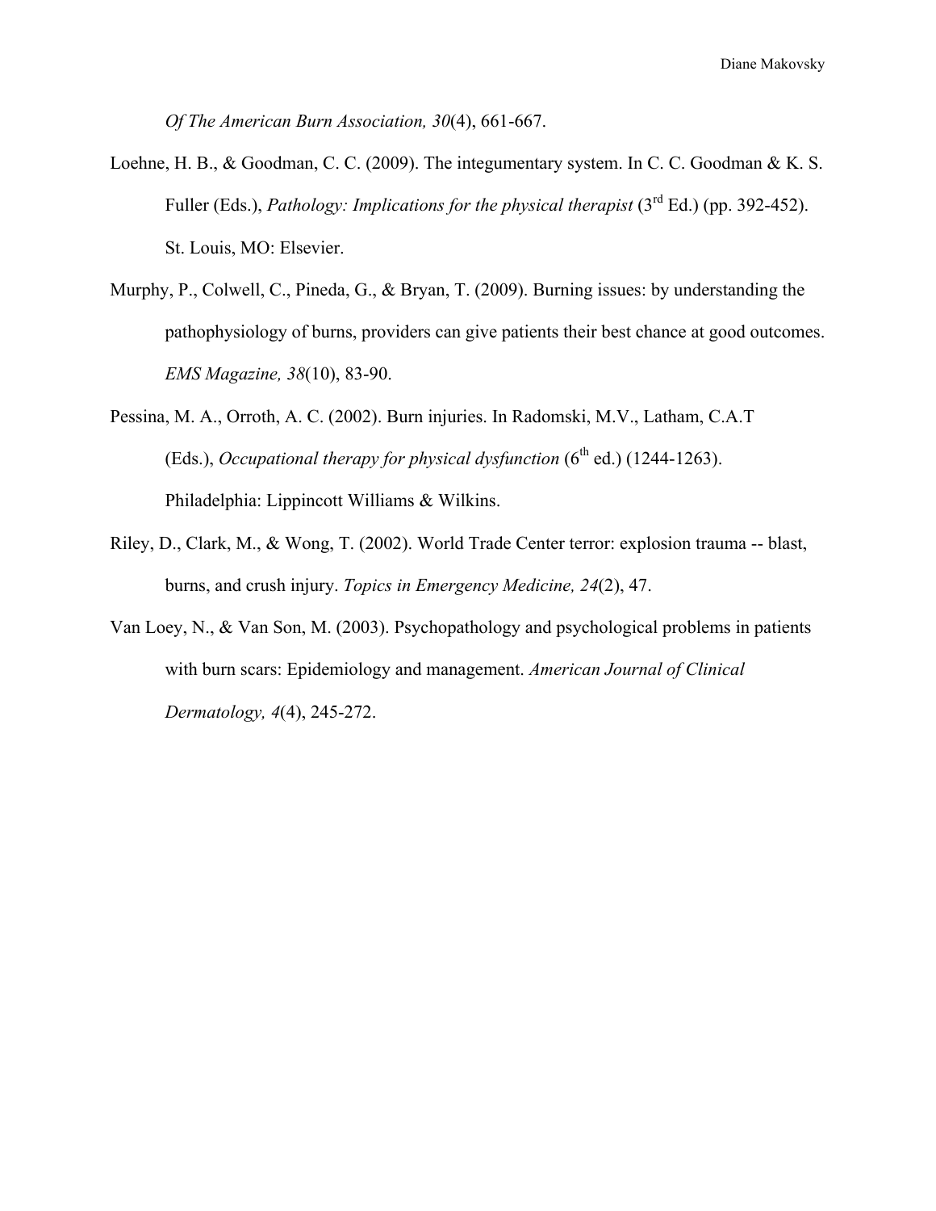*Of The American Burn Association, 30*(4), 661-667.

Loehne, H. B., & Goodman, C. C. (2009). The integumentary system. In C. C. Goodman & K. S. Fuller (Eds.), *Pathology: Implications for the physical therapist* (3rd Ed.) (pp. 392-452). St. Louis, MO: Elsevier.

Murphy, P., Colwell, C., Pineda, G., & Bryan, T. (2009). Burning issues: by understanding the pathophysiology of burns, providers can give patients their best chance at good outcomes. *EMS Magazine, 38*(10), 83-90.

Pessina, M. A., Orroth, A. C. (2002). Burn injuries. In Radomski, M.V., Latham, C.A.T (Eds.), *Occupational therapy for physical dysfunction* (6th ed.) (1244-1263). Philadelphia: Lippincott Williams & Wilkins.

Riley, D., Clark, M., & Wong, T. (2002). World Trade Center terror: explosion trauma -- blast, burns, and crush injury. *Topics in Emergency Medicine, 24*(2), 47.

Van Loey, N., & Van Son, M. (2003). Psychopathology and psychological problems in patients with burn scars: Epidemiology and management. *American Journal of Clinical Dermatology, 4*(4), 245-272.